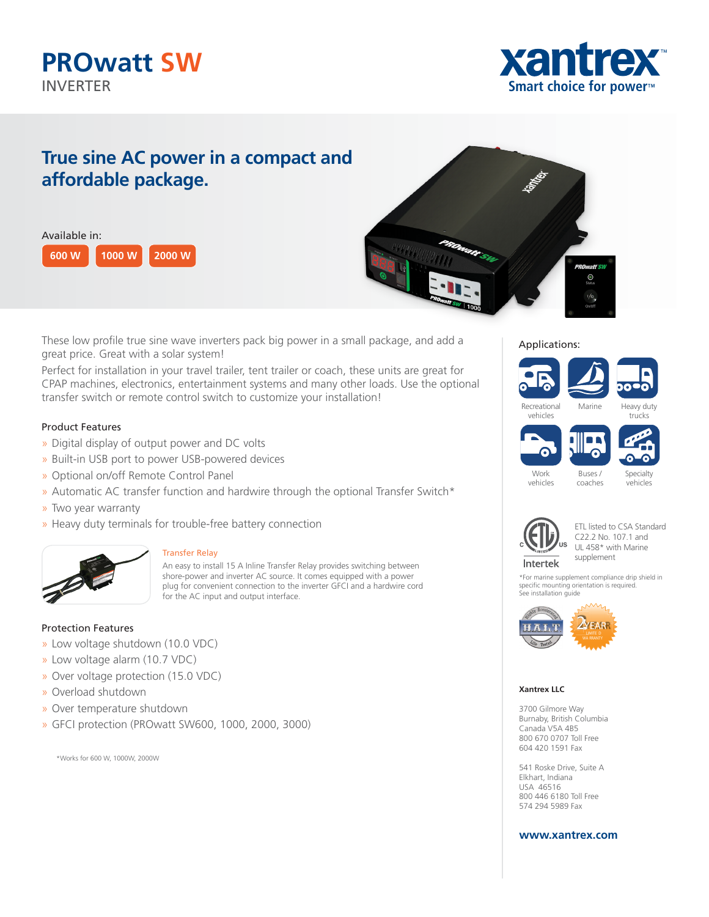# PROwatt SW

INVERTER

xantrex
Smart choice for power™

## True sine AC power in a compact and affordable package.

Available in:

600 W | 1000 W | 2000 W

These low profile true sine wave inverters pack big power in a small package, and add a great price. Great with a solar system!

Perfect for installation in your travel trailer, tent trailer or coach, these units are great for CPAP machines, electronics, entertainment systems and many other loads. Use the optional transfer switch or remote control switch to customize your installation!

### Product Features

- Digital display of output power and DC volts
- Built-in USB port to power USB-powered devices
- Optional on/off Remote Control Panel
- Automatic AC transfer function and hardwire through the optional Transfer Switch*
- Two year warranty
- Heavy duty terminals for trouble-free battery connection

**Transfer Relay**

An easy to install 15 A Inline Transfer Relay provides switching between shore-power and inverter AC source. It comes equipped with a power plug for convenient connection to the inverter GFCI and a hardwire cord for the AC input and output interface.

### Protection Features

- Low voltage shutdown (10.0 VDC)
- Low voltage alarm (10.7 VDC)
- Over voltage protection (15.0 VDC)
- Overload shutdown
- Over temperature shutdown
- GFCI protection (PROwatt SW600, 1000, 2000, 3000)

*Works for 600 W, 1000W, 2000W

### Applications:

- Recreational vehicles
- Marine
- Heavy duty trucks
- Work vehicles
- Buses / coaches
- Specialty vehicles

ETL listed to CSA Standard C22.2 No. 107.1 and UL 458* with Marine supplement

*For marine supplement compliance drip shield in specific mounting orientation is required. See installation guide

**Xantrex LLC**

3700 Gilmore Way
Burnaby, British Columbia
Canada V5A 4B5
800 670 0707 Toll Free
604 420 1591 Fax

541 Roske Drive, Suite A
Elkhart, Indiana
USA 46516
800 446 6180 Toll Free
574 294 5989 Fax

**www.xantrex.com**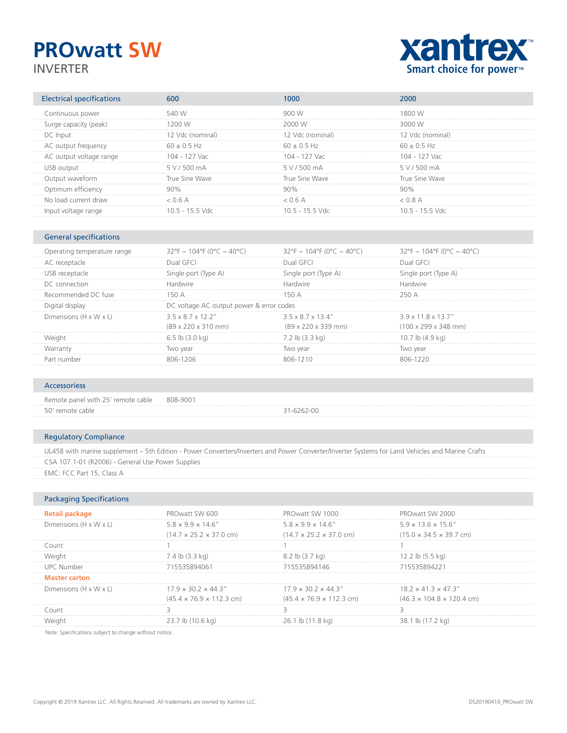# PROwatt SW
## INVERTER

xantrex
Smart choice for power™

| Electrical specifications | 600 | 1000 | 2000 |
|---|---|---|---|
| Continuous power | 540 W | 900 W | 1800 W |
| Surge capacity (peak) | 1200 W | 2000 W | 3000 W |
| DC Input | 12 Vdc (nominal) | 12 Vdc (nominal) | 12 Vdc (nominal) |
| AC output frequency | 60 ± 0.5 Hz | 60 ± 0.5 Hz | 60 ± 0.5 Hz |
| AC output voltage range | 104 - 127 Vac | 104 - 127 Vac | 104 - 127 Vac |
| USB output | 5 V / 500 mA | 5 V / 500 mA | 5 V / 500 mA |
| Output waveform | True Sine Wave | True Sine Wave | True Sine Wave |
| Optimum efficiency | 90% | 90% | 90% |
| No load current draw | < 0.6 A | < 0.6 A | < 0.8 A |
| Input voltage range | 10.5 - 15.5 Vdc | 10.5 - 15.5 Vdc | 10.5 - 15.5 Vdc |

| General specifications | | | |
|---|---|---|---|
| Operating temperature range | 32°F – 104°F (0°C – 40°C) | 32°F – 104°F (0°C – 40°C) | 32°F – 104°F (0°C – 40°C) |
| AC receptacle | Dual GFCI | Dual GFCI | Dual GFCI |
| USB receptacle | Single port (Type A) | Single port (Type A) | Single port (Type A) |
| DC connection | Hardwire | Hardwire | Hardwire |
| Recommended DC fuse | 150 A | 150 A | 250 A |
| Digital display | DC voltage AC output power & error codes | | |
| Dimensions (H x W x L) | 3.5 x 8.7 x 12.2" (89 x 220 x 310 mm) | 3.5 x 8.7 x 13.4" (89 x 220 x 339 mm) | 3.9 x 11.8 x 13.7" (100 x 299 x 348 mm) |
| Weight | 6.5 lb (3.0 kg) | 7.2 lb (3.3 kg) | 10.7 lb (4.9 kg) |
| Warranty | Two year | Two year | Two year |
| Part number | 806-1206 | 806-1210 | 806-1220 |

| Accessories | | | |
|---|---|---|---|
| Remote panel with 25' remote cable | 808-9001 | | |
| 50' remote cable | | 31-6262-00 | |

### Regulatory Compliance

UL458 with marine supplement – 5th Edition - Power Converters/Inverters and Power Converter/Inverter Systems for Land Vehicles and Marine Crafts

CSA 107.1-01 (R2006) - General Use Power Supplies

EMC: FCC Part 15, Class A

| Packaging Specifications | | | |
|---|---|---|---|
| **Retail package** | PROwatt SW 600 | PROwatt SW 1000 | PROwatt SW 2000 |
| Dimensions (H x W x L) | 5.8 × 9.9 × 14.6" (14.7 × 25.2 × 37.0 cm) | 5.8 × 9.9 × 14.6" (14.7 × 25.2 × 37.0 cm) | 5.9 × 13.6 × 15.6" (15.0 × 34.5 × 39.7 cm) |
| Count | 1 | 1 | 1 |
| Weight | 7.4 lb (3.3 kg) | 8.2 lb (3.7 kg) | 12.2 lb (5.5 kg) |
| UPC Number | 715535894061 | 715535894146 | 715535894221 |
| **Master carton** | | | |
| Dimensions (H x W x L) | 17.9 × 30.2 × 44.3" (45.4 × 76.9 × 112.3 cm) | 17.9 × 30.2 × 44.3" (45.4 × 76.9 × 112.3 cm) | 18.2 × 41.3 × 47.3" (46.3 × 104.8 × 120.4 cm) |
| Count | 3 | 3 | 3 |
| Weight | 23.7 lb (10.6 kg) | 26.1 lb (11.8 kg) | 38.1 lb (17.2 kg) |

Note: Specifications subject to change without notice.

Copyright © 2019 Xantrex LLC. All Rights Reserved. All trademarks are owned by Xantrex LLC.

DS20190410_PROwatt SW